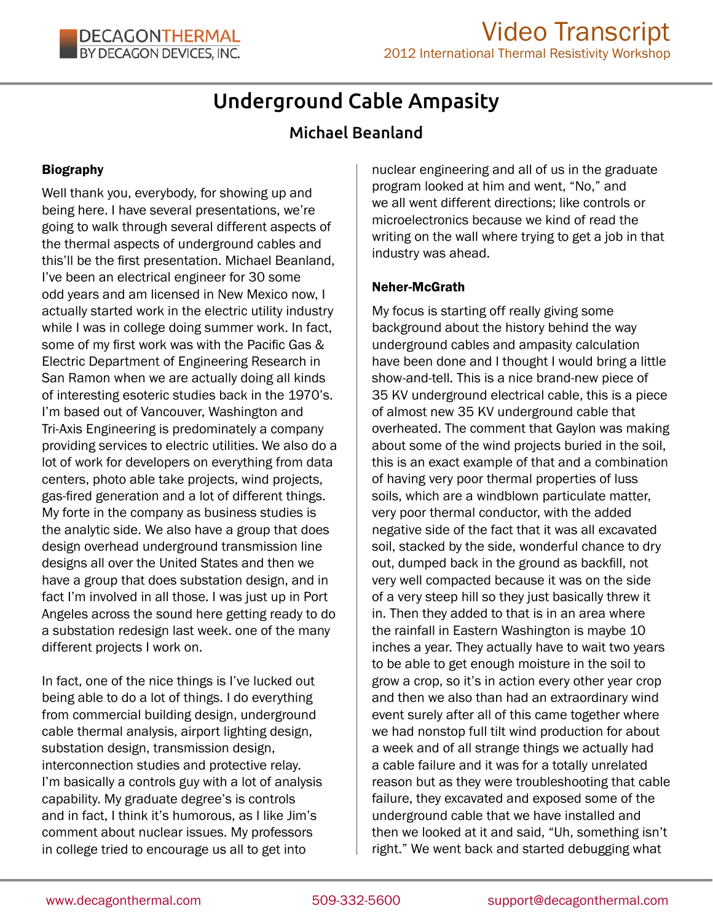# Underground Cable Ampasity

## Michael Beanland

### Biography

Well thank you, everybody, for showing up and being here. I have several presentations, we're going to walk through several different aspects of the thermal aspects of underground cables and this'll be the first presentation. Michael Beanland, I've been an electrical engineer for 30 some odd years and am licensed in New Mexico now, I actually started work in the electric utility industry while I was in college doing summer work. In fact, some of my first work was with the Pacific Gas & Electric Department of Engineering Research in San Ramon when we are actually doing all kinds of interesting esoteric studies back in the 1970's. I'm based out of Vancouver, Washington and Tri-Axis Engineering is predominately a company providing services to electric utilities. We also do a lot of work for developers on everything from data centers, photo able take projects, wind projects, gas-fired generation and a lot of different things. My forte in the company as business studies is the analytic side. We also have a group that does design overhead underground transmission line designs all over the United States and then we have a group that does substation design, and in fact I'm involved in all those. I was just up in Port Angeles across the sound here getting ready to do a substation redesign last week. one of the many different projects I work on.

In fact, one of the nice things is I've lucked out being able to do a lot of things. I do everything from commercial building design, underground cable thermal analysis, airport lighting design, substation design, transmission design, interconnection studies and protective relay. I'm basically a controls guy with a lot of analysis capability. My graduate degree's is controls and in fact, I think it's humorous, as I like Jim's comment about nuclear issues. My professors in college tried to encourage us all to get into nuclear engineering and all of us in the graduate program looked at him and went, "No," and we all went different directions; like controls or microelectronics because we kind of read the writing on the wall where trying to get a job in that industry was ahead.

### Neher-McGrath

My focus is starting off really giving some background about the history behind the way underground cables and ampasity calculation have been done and I thought I would bring a little show-and-tell. This is a nice brand-new piece of 35 KV underground electrical cable, this is a piece of almost new 35 KV underground cable that overheated. The comment that Gaylon was making about some of the wind projects buried in the soil, this is an exact example of that and a combination of having very poor thermal properties of luss soils, which are a windblown particulate matter, very poor thermal conductor, with the added negative side of the fact that it was all excavated soil, stacked by the side, wonderful chance to dry out, dumped back in the ground as backfill, not very well compacted because it was on the side of a very steep hill so they just basically threw it in. Then they added to that is in an area where the rainfall in Eastern Washington is maybe 10 inches a year. They actually have to wait two years to be able to get enough moisture in the soil to grow a crop, so it's in action every other year crop and then we also than had an extraordinary wind event surely after all of this came together where we had nonstop full tilt wind production for about a week and of all strange things we actually had a cable failure and it was for a totally unrelated reason but as they were troubleshooting that cable failure, they excavated and exposed some of the underground cable that we have installed and then we looked at it and said, "Uh, something isn't right." We went back and started debugging what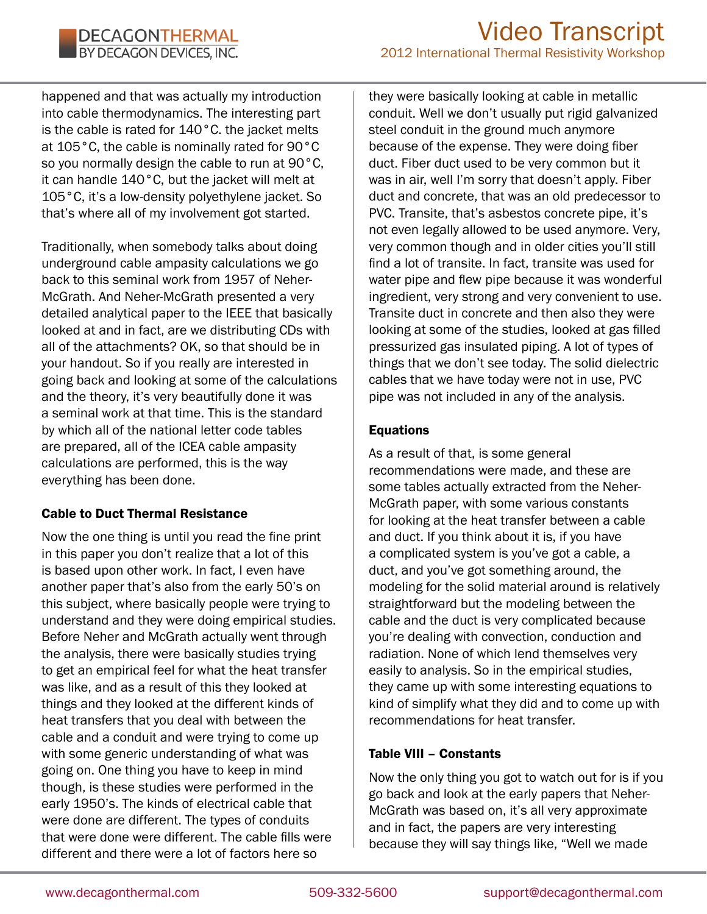happened and that was actually my introduction into cable thermodynamics. The interesting part is the cable is rated for 140°C. the jacket melts at 105°C, the cable is nominally rated for 90°C so you normally design the cable to run at 90°C, it can handle 140°C, but the jacket will melt at 105°C, it's a low-density polyethylene jacket. So that's where all of my involvement got started.

Traditionally, when somebody talks about doing underground cable ampasity calculations we go back to this seminal work from 1957 of Neher-McGrath. And Neher-McGrath presented a very detailed analytical paper to the IEEE that basically looked at and in fact, are we distributing CDs with all of the attachments? OK, so that should be in your handout. So if you really are interested in going back and looking at some of the calculations and the theory, it's very beautifully done it was a seminal work at that time. This is the standard by which all of the national letter code tables are prepared, all of the ICEA cable ampasity calculations are performed, this is the way everything has been done.

### Cable to Duct Thermal Resistance

Now the one thing is until you read the fine print in this paper you don't realize that a lot of this is based upon other work. In fact, I even have another paper that's also from the early 50's on this subject, where basically people were trying to understand and they were doing empirical studies. Before Neher and McGrath actually went through the analysis, there were basically studies trying to get an empirical feel for what the heat transfer was like, and as a result of this they looked at things and they looked at the different kinds of heat transfers that you deal with between the cable and a conduit and were trying to come up with some generic understanding of what was going on. One thing you have to keep in mind though, is these studies were performed in the early 1950's. The kinds of electrical cable that were done are different. The types of conduits that were done were different. The cable fills were different and there were a lot of factors here so they were basically looking at cable in metallic conduit. Well we don't usually put rigid galvanized steel conduit in the ground much anymore because of the expense. They were doing fiber duct. Fiber duct used to be very common but it was in air, well I'm sorry that doesn't apply. Fiber duct and concrete, that was an old predecessor to PVC. Transite, that's asbestos concrete pipe, it's not even legally allowed to be used anymore. Very, very common though and in older cities you'll still find a lot of transite. In fact, transite was used for water pipe and flew pipe because it was wonderful ingredient, very strong and very convenient to use. Transite duct in concrete and then also they were looking at some of the studies, looked at gas filled pressurized gas insulated piping. A lot of types of things that we don't see today. The solid dielectric cables that we have today were not in use, PVC pipe was not included in any of the analysis.

### Equations

As a result of that, is some general recommendations were made, and these are some tables actually extracted from the Neher-McGrath paper, with some various constants for looking at the heat transfer between a cable and duct. If you think about it is, if you have a complicated system is you've got a cable, a duct, and you've got something around, the modeling for the solid material around is relatively straightforward but the modeling between the cable and the duct is very complicated because you're dealing with convection, conduction and radiation. None of which lend themselves very easily to analysis. So in the empirical studies, they came up with some interesting equations to kind of simplify what they did and to come up with recommendations for heat transfer.

### Table VIII – Constants

Now the only thing you got to watch out for is if you go back and look at the early papers that Neher-McGrath was based on, it's all very approximate and in fact, the papers are very interesting because they will say things like, "Well we made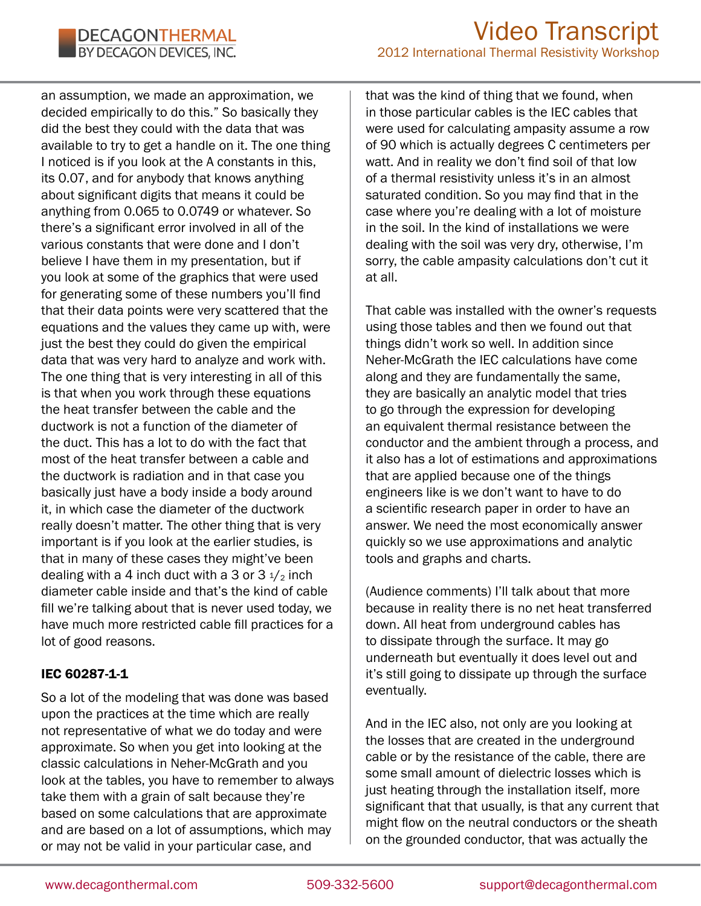an assumption, we made an approximation, we decided empirically to do this." So basically they did the best they could with the data that was available to try to get a handle on it. The one thing I noticed is if you look at the A constants in this, its 0.07, and for anybody that knows anything about significant digits that means it could be anything from 0.065 to 0.0749 or whatever. So there's a significant error involved in all of the various constants that were done and I don't believe I have them in my presentation, but if you look at some of the graphics that were used for generating some of these numbers you'll find that their data points were very scattered that the equations and the values they came up with, were just the best they could do given the empirical data that was very hard to analyze and work with. The one thing that is very interesting in all of this is that when you work through these equations the heat transfer between the cable and the ductwork is not a function of the diameter of the duct. This has a lot to do with the fact that most of the heat transfer between a cable and the ductwork is radiation and in that case you basically just have a body inside a body around it, in which case the diameter of the ductwork really doesn't matter. The other thing that is very important is if you look at the earlier studies, is that in many of these cases they might've been dealing with a 4 inch duct with a 3 or 3 $1/2$ inch diameter cable inside and that's the kind of cable fill we're talking about that is never used today, we have much more restricted cable fill practices for a lot of good reasons.

### IEC 60287-1-1

So a lot of the modeling that was done was based upon the practices at the time which are really not representative of what we do today and were approximate. So when you get into looking at the classic calculations in Neher-McGrath and you look at the tables, you have to remember to always take them with a grain of salt because they're based on some calculations that are approximate and are based on a lot of assumptions, which may or may not be valid in your particular case, and that was the kind of thing that we found, when in those particular cables is the IEC cables that were used for calculating ampasity assume a row of 90 which is actually degrees C centimeters per watt. And in reality we don't find soil of that low of a thermal resistivity unless it's in an almost saturated condition. So you may find that in the case where you're dealing with a lot of moisture in the soil. In the kind of installations we were dealing with the soil was very dry, otherwise, I'm sorry, the cable ampasity calculations don't cut it at all.

That cable was installed with the owner's requests using those tables and then we found out that things didn't work so well. In addition since Neher-McGrath the IEC calculations have come along and they are fundamentally the same, they are basically an analytic model that tries to go through the expression for developing an equivalent thermal resistance between the conductor and the ambient through a process, and it also has a lot of estimations and approximations that are applied because one of the things engineers like is we don't want to have to do a scientific research paper in order to have an answer. We need the most economically answer quickly so we use approximations and analytic tools and graphs and charts.

(Audience comments) I'll talk about that more because in reality there is no net heat transferred down. All heat from underground cables has to dissipate through the surface. It may go underneath but eventually it does level out and it's still going to dissipate up through the surface eventually.

And in the IEC also, not only are you looking at the losses that are created in the underground cable or by the resistance of the cable, there are some small amount of dielectric losses which is just heating through the installation itself, more significant that that usually, is that any current that might flow on the neutral conductors or the sheath on the grounded conductor, that was actually the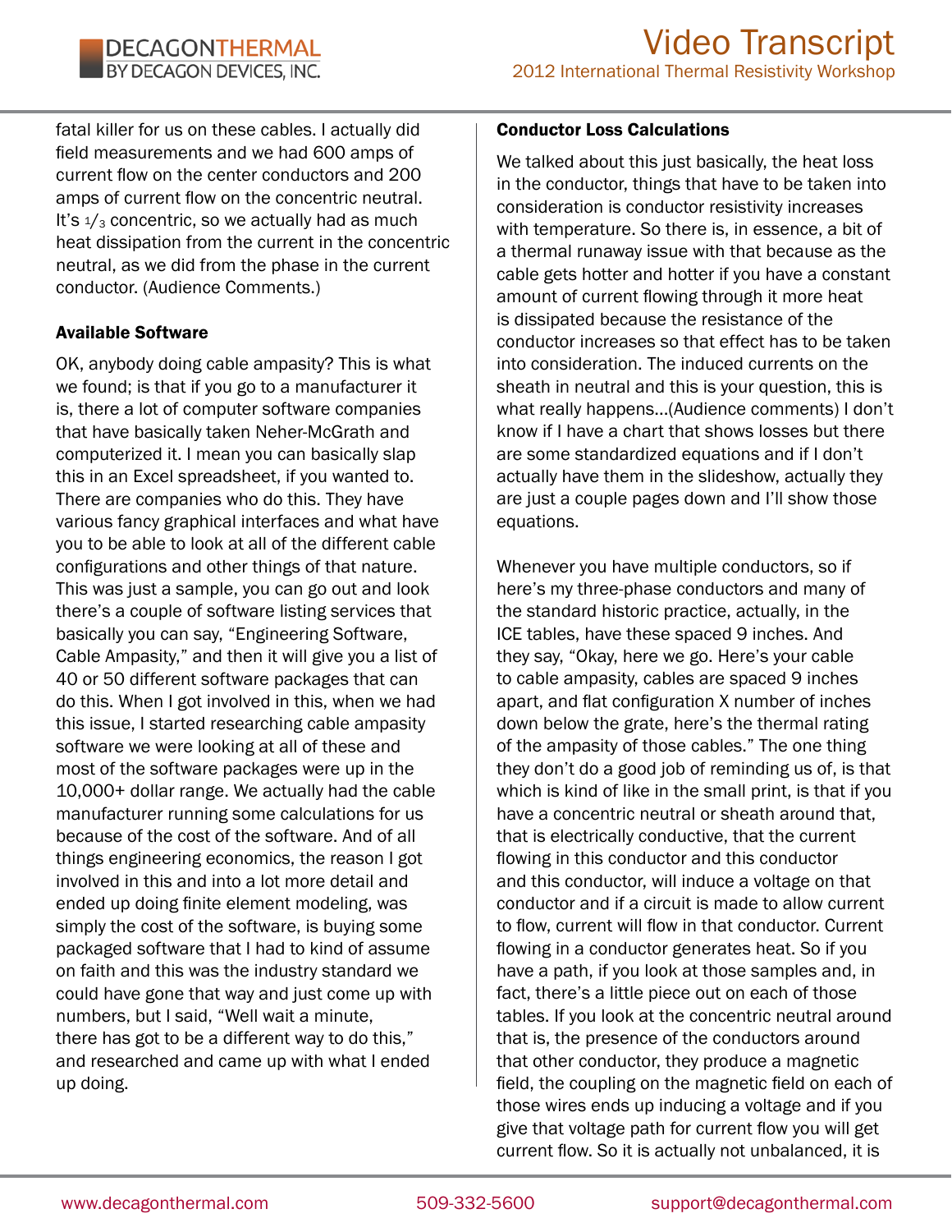fatal killer for us on these cables. I actually did field measurements and we had 600 amps of current flow on the center conductors and 200 amps of current flow on the concentric neutral. It's $1/3$ concentric, so we actually had as much heat dissipation from the current in the concentric neutral, as we did from the phase in the current conductor. (Audience Comments.)

**Available Software**

OK, anybody doing cable ampasity? This is what we found; is that if you go to a manufacturer it is, there a lot of computer software companies that have basically taken Neher-McGrath and computerized it. I mean you can basically slap this in an Excel spreadsheet, if you wanted to. There are companies who do this. They have various fancy graphical interfaces and what have you to be able to look at all of the different cable configurations and other things of that nature. This was just a sample, you can go out and look there's a couple of software listing services that basically you can say, "Engineering Software, Cable Ampasity," and then it will give you a list of 40 or 50 different software packages that can do this. When I got involved in this, when we had this issue, I started researching cable ampasity software we were looking at all of these and most of the software packages were up in the 10,000+ dollar range. We actually had the cable manufacturer running some calculations for us because of the cost of the software. And of all things engineering economics, the reason I got involved in this and into a lot more detail and ended up doing finite element modeling, was simply the cost of the software, is buying some packaged software that I had to kind of assume on faith and this was the industry standard we could have gone that way and just come up with numbers, but I said, "Well wait a minute, there has got to be a different way to do this," and researched and came up with what I ended up doing.

**Conductor Loss Calculations**

We talked about this just basically, the heat loss in the conductor, things that have to be taken into consideration is conductor resistivity increases with temperature. So there is, in essence, a bit of a thermal runaway issue with that because as the cable gets hotter and hotter if you have a constant amount of current flowing through it more heat is dissipated because the resistance of the conductor increases so that effect has to be taken into consideration. The induced currents on the sheath in neutral and this is your question, this is what really happens...(Audience comments) I don't know if I have a chart that shows losses but there are some standardized equations and if I don't actually have them in the slideshow, actually they are just a couple pages down and I'll show those equations.

Whenever you have multiple conductors, so if here's my three-phase conductors and many of the standard historic practice, actually, in the ICE tables, have these spaced 9 inches. And they say, "Okay, here we go. Here's your cable to cable ampasity, cables are spaced 9 inches apart, and flat configuration X number of inches down below the grate, here's the thermal rating of the ampasity of those cables." The one thing they don't do a good job of reminding us of, is that which is kind of like in the small print, is that if you have a concentric neutral or sheath around that, that is electrically conductive, that the current flowing in this conductor and this conductor and this conductor, will induce a voltage on that conductor and if a circuit is made to allow current to flow, current will flow in that conductor. Current flowing in a conductor generates heat. So if you have a path, if you look at those samples and, in fact, there's a little piece out on each of those tables. If you look at the concentric neutral around that is, the presence of the conductors around that other conductor, they produce a magnetic field, the coupling on the magnetic field on each of those wires ends up inducing a voltage and if you give that voltage path for current flow you will get current flow. So it is actually not unbalanced, it is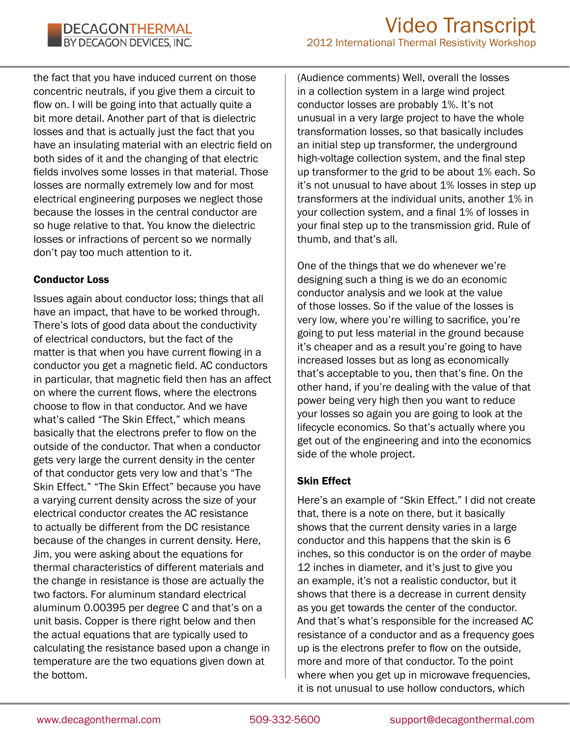the fact that you have induced current on those concentric neutrals, if you give them a circuit to flow on. I will be going into that actually quite a bit more detail. Another part of that is dielectric losses and that is actually just the fact that you have an insulating material with an electric field on both sides of it and the changing of that electric fields involves some losses in that material. Those losses are normally extremely low and for most electrical engineering purposes we neglect those because the losses in the central conductor are so huge relative to that. You know the dielectric losses or infractions of percent so we normally don't pay too much attention to it.

### Conductor Loss

Issues again about conductor loss; things that all have an impact, that have to be worked through. There's lots of good data about the conductivity of electrical conductors, but the fact of the matter is that when you have current flowing in a conductor you get a magnetic field. AC conductors in particular, that magnetic field then has an affect on where the current flows, where the electrons choose to flow in that conductor. And we have what's called "The Skin Effect," which means basically that the electrons prefer to flow on the outside of the conductor. That when a conductor gets very large the current density in the center of that conductor gets very low and that's "The Skin Effect." "The Skin Effect" because you have a varying current density across the size of your electrical conductor creates the AC resistance to actually be different from the DC resistance because of the changes in current density. Here, Jim, you were asking about the equations for thermal characteristics of different materials and the change in resistance is those are actually the two factors. For aluminum standard electrical aluminum 0.00395 per degree C and that's on a unit basis. Copper is there right below and then the actual equations that are typically used to calculating the resistance based upon a change in temperature are the two equations given down at the bottom.

(Audience comments) Well, overall the losses in a collection system in a large wind project conductor losses are probably 1%. It's not unusual in a very large project to have the whole transformation losses, so that basically includes an initial step up transformer, the underground high-voltage collection system, and the final step up transformer to the grid to be about 1% each. So it's not unusual to have about 1% losses in step up transformers at the individual units, another 1% in your collection system, and a final 1% of losses in your final step up to the transmission grid. Rule of thumb, and that's all.

One of the things that we do whenever we're designing such a thing is we do an economic conductor analysis and we look at the value of those losses. So if the value of the losses is very low, where you're willing to sacrifice, you're going to put less material in the ground because it's cheaper and as a result you're going to have increased losses but as long as economically that's acceptable to you, then that's fine. On the other hand, if you're dealing with the value of that power being very high then you want to reduce your losses so again you are going to look at the lifecycle economics. So that's actually where you get out of the engineering and into the economics side of the whole project.

### Skin Effect

Here's an example of "Skin Effect." I did not create that, there is a note on there, but it basically shows that the current density varies in a large conductor and this happens that the skin is 6 inches, so this conductor is on the order of maybe 12 inches in diameter, and it's just to give you an example, it's not a realistic conductor, but it shows that there is a decrease in current density as you get towards the center of the conductor. And that's what's responsible for the increased AC resistance of a conductor and as a frequency goes up is the electrons prefer to flow on the outside, more and more of that conductor. To the point where when you get up in microwave frequencies, it is not unusual to use hollow conductors, which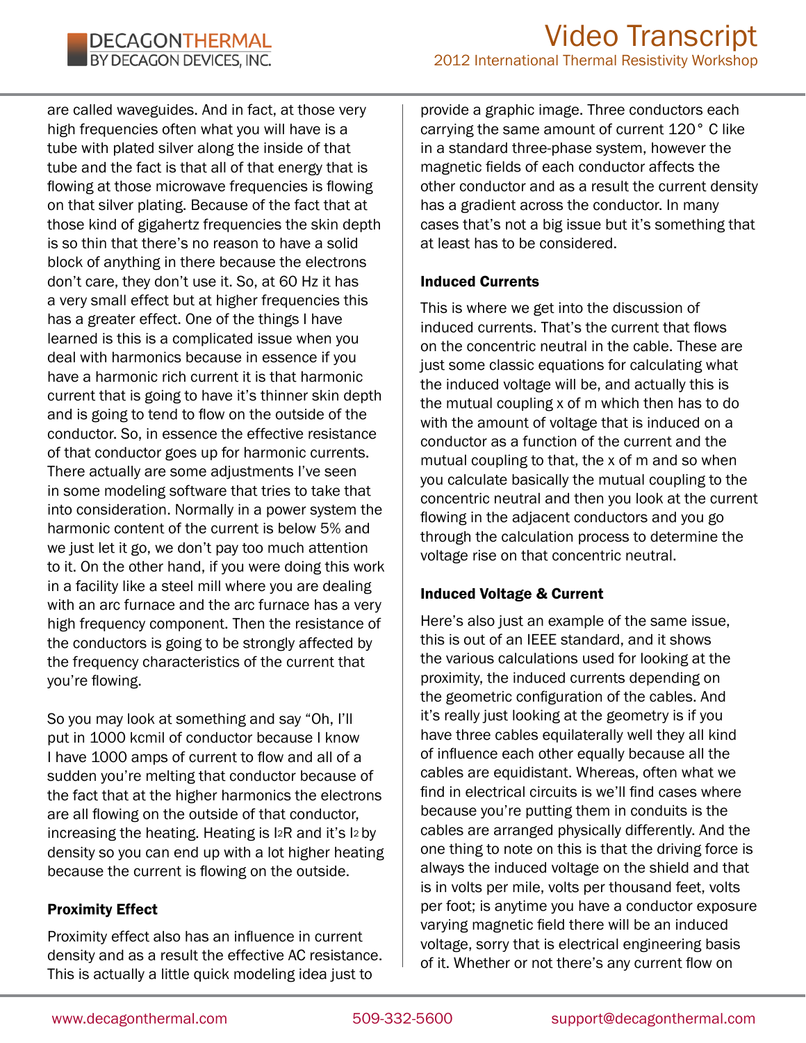are called waveguides. And in fact, at those very high frequencies often what you will have is a tube with plated silver along the inside of that tube and the fact is that all of that energy that is flowing at those microwave frequencies is flowing on that silver plating. Because of the fact that at those kind of gigahertz frequencies the skin depth is so thin that there's no reason to have a solid block of anything in there because the electrons don't care, they don't use it. So, at 60 Hz it has a very small effect but at higher frequencies this has a greater effect. One of the things I have learned is this is a complicated issue when you deal with harmonics because in essence if you have a harmonic rich current it is that harmonic current that is going to have it's thinner skin depth and is going to tend to flow on the outside of the conductor. So, in essence the effective resistance of that conductor goes up for harmonic currents. There actually are some adjustments I've seen in some modeling software that tries to take that into consideration. Normally in a power system the harmonic content of the current is below 5% and we just let it go, we don't pay too much attention to it. On the other hand, if you were doing this work in a facility like a steel mill where you are dealing with an arc furnace and the arc furnace has a very high frequency component. Then the resistance of the conductors is going to be strongly affected by the frequency characteristics of the current that you're flowing.

So you may look at something and say "Oh, I'll put in 1000 kcmil of conductor because I know I have 1000 amps of current to flow and all of a sudden you're melting that conductor because of the fact that at the higher harmonics the electrons are all flowing on the outside of that conductor, increasing the heating. Heating is $I^2R$ and it's $I^2$ by density so you can end up with a lot higher heating because the current is flowing on the outside.

### Proximity Effect

Proximity effect also has an influence in current density and as a result the effective AC resistance. This is actually a little quick modeling idea just to provide a graphic image. Three conductors each carrying the same amount of current 120° C like in a standard three-phase system, however the magnetic fields of each conductor affects the other conductor and as a result the current density has a gradient across the conductor. In many cases that's not a big issue but it's something that at least has to be considered.

### Induced Currents

This is where we get into the discussion of induced currents. That's the current that flows on the concentric neutral in the cable. These are just some classic equations for calculating what the induced voltage will be, and actually this is the mutual coupling x of m which then has to do with the amount of voltage that is induced on a conductor as a function of the current and the mutual coupling to that, the x of m and so when you calculate basically the mutual coupling to the concentric neutral and then you look at the current flowing in the adjacent conductors and you go through the calculation process to determine the voltage rise on that concentric neutral.

### Induced Voltage & Current

Here's also just an example of the same issue, this is out of an IEEE standard, and it shows the various calculations used for looking at the proximity, the induced currents depending on the geometric configuration of the cables. And it's really just looking at the geometry is if you have three cables equilaterally well they all kind of influence each other equally because all the cables are equidistant. Whereas, often what we find in electrical circuits is we'll find cases where because you're putting them in conduits is the cables are arranged physically differently. And the one thing to note on this is that the driving force is always the induced voltage on the shield and that is in volts per mile, volts per thousand feet, volts per foot; is anytime you have a conductor exposure varying magnetic field there will be an induced voltage, sorry that is electrical engineering basis of it. Whether or not there's any current flow on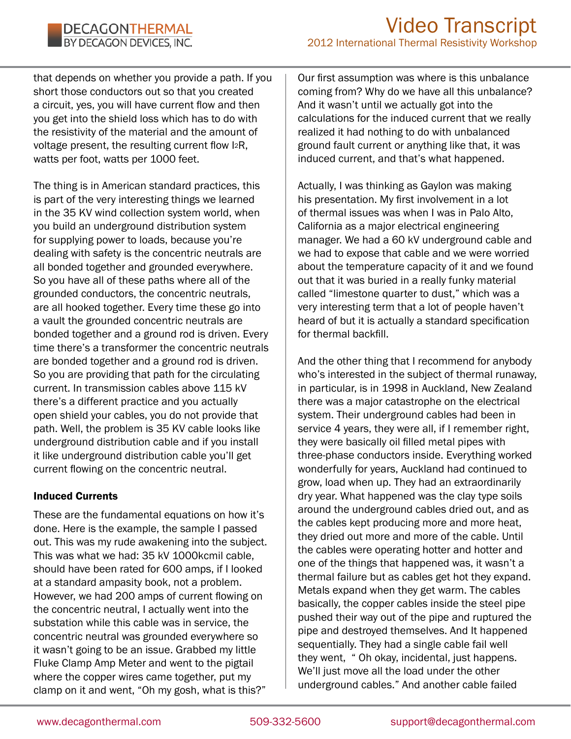that depends on whether you provide a path. If you short those conductors out so that you created a circuit, yes, you will have current flow and then you get into the shield loss which has to do with the resistivity of the material and the amount of voltage present, the resulting current flow $I^2R$, watts per foot, watts per 1000 feet.

The thing is in American standard practices, this is part of the very interesting things we learned in the 35 KV wind collection system world, when you build an underground distribution system for supplying power to loads, because you're dealing with safety is the concentric neutrals are all bonded together and grounded everywhere. So you have all of these paths where all of the grounded conductors, the concentric neutrals, are all hooked together. Every time these go into a vault the grounded concentric neutrals are bonded together and a ground rod is driven. Every time there's a transformer the concentric neutrals are bonded together and a ground rod is driven. So you are providing that path for the circulating current. In transmission cables above 115 kV there's a different practice and you actually open shield your cables, you do not provide that path. Well, the problem is 35 KV cable looks like underground distribution cable and if you install it like underground distribution cable you'll get current flowing on the concentric neutral.

### Induced Currents

These are the fundamental equations on how it's done. Here is the example, the sample I passed out. This was my rude awakening into the subject. This was what we had: 35 kV 1000kcmil cable, should have been rated for 600 amps, if I looked at a standard ampacity book, not a problem. However, we had 200 amps of current flowing on the concentric neutral, I actually went into the substation while this cable was in service, the concentric neutral was grounded everywhere so it wasn't going to be an issue. Grabbed my little Fluke Clamp Amp Meter and went to the pigtail where the copper wires came together, put my clamp on it and went, "Oh my gosh, what is this?" Our first assumption was where is this unbalance coming from? Why do we have all this unbalance? And it wasn't until we actually got into the calculations for the induced current that we really realized it had nothing to do with unbalanced ground fault current or anything like that, it was induced current, and that's what happened.

Actually, I was thinking as Gaylon was making his presentation. My first involvement in a lot of thermal issues was when I was in Palo Alto, California as a major electrical engineering manager. We had a 60 kV underground cable and we had to expose that cable and we were worried about the temperature capacity of it and we found out that it was buried in a really funky material called "limestone quarter to dust," which was a very interesting term that a lot of people haven't heard of but it is actually a standard specification for thermal backfill.

And the other thing that I recommend for anybody who's interested in the subject of thermal runaway, in particular, is in 1998 in Auckland, New Zealand there was a major catastrophe on the electrical system. Their underground cables had been in service 4 years, they were all, if I remember right, they were basically oil filled metal pipes with three-phase conductors inside. Everything worked wonderfully for years, Auckland had continued to grow, load when up. They had an extraordinarily dry year. What happened was the clay type soils around the underground cables dried out, and as the cables kept producing more and more heat, they dried out more and more of the cable. Until the cables were operating hotter and hotter and one of the things that happened was, it wasn't a thermal failure but as cables get hot they expand. Metals expand when they get warm. The cables basically, the copper cables inside the steel pipe pushed their way out of the pipe and ruptured the pipe and destroyed themselves. And It happened sequentially. They had a single cable fail well they went, " Oh okay, incidental, just happens. We'll just move all the load under the other underground cables." And another cable failed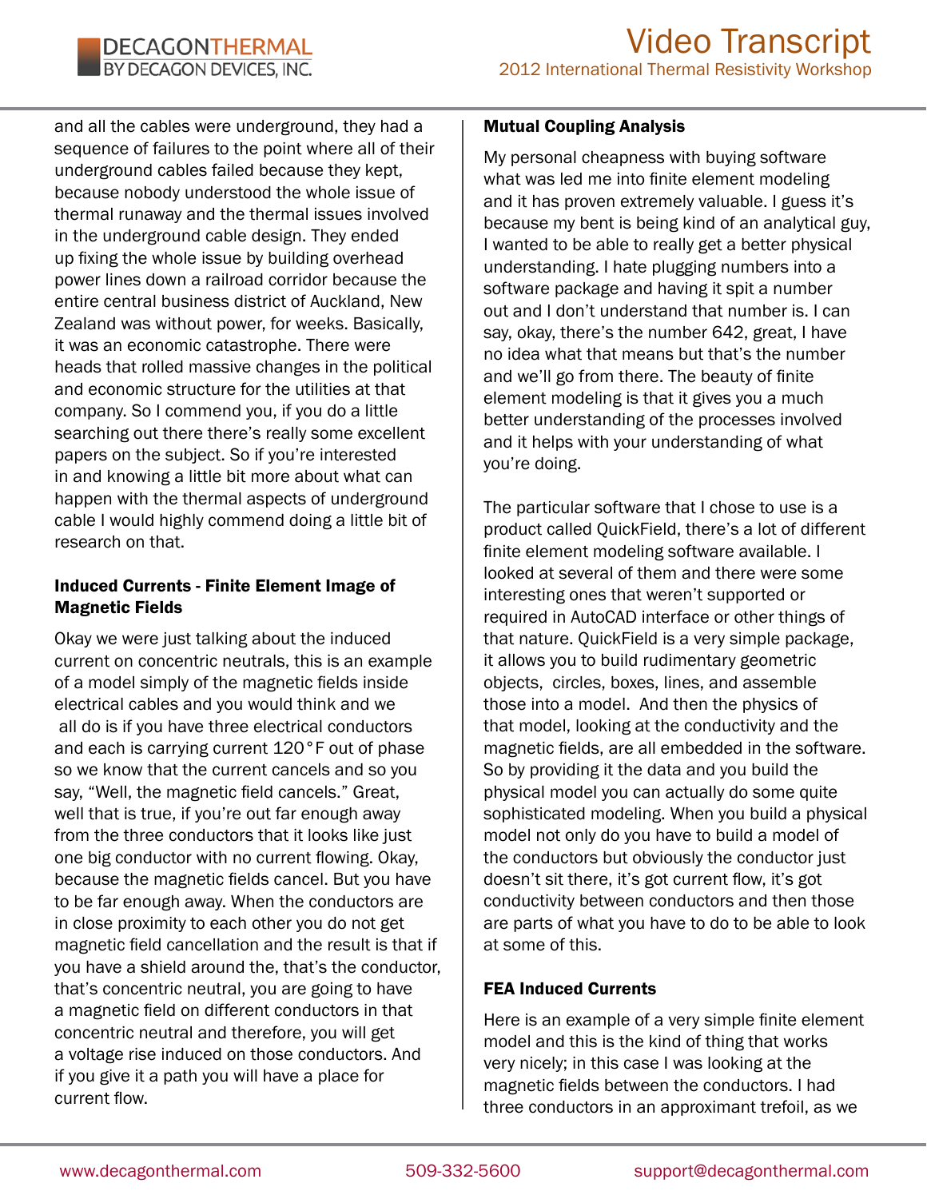and all the cables were underground, they had a sequence of failures to the point where all of their underground cables failed because they kept, because nobody understood the whole issue of thermal runaway and the thermal issues involved in the underground cable design. They ended up fixing the whole issue by building overhead power lines down a railroad corridor because the entire central business district of Auckland, New Zealand was without power, for weeks. Basically, it was an economic catastrophe. There were heads that rolled massive changes in the political and economic structure for the utilities at that company. So I commend you, if you do a little searching out there there's really some excellent papers on the subject. So if you're interested in and knowing a little bit more about what can happen with the thermal aspects of underground cable I would highly commend doing a little bit of research on that.

**Induced Currents - Finite Element Image of Magnetic Fields**

Okay we were just talking about the induced current on concentric neutrals, this is an example of a model simply of the magnetic fields inside electrical cables and you would think and we all do is if you have three electrical conductors and each is carrying current 120°F out of phase so we know that the current cancels and so you say, "Well, the magnetic field cancels." Great, well that is true, if you're out far enough away from the three conductors that it looks like just one big conductor with no current flowing. Okay, because the magnetic fields cancel. But you have to be far enough away. When the conductors are in close proximity to each other you do not get magnetic field cancellation and the result is that if you have a shield around the, that's the conductor, that's concentric neutral, you are going to have a magnetic field on different conductors in that concentric neutral and therefore, you will get a voltage rise induced on those conductors. And if you give it a path you will have a place for current flow.

**Mutual Coupling Analysis**

My personal cheapness with buying software what was led me into finite element modeling and it has proven extremely valuable. I guess it's because my bent is being kind of an analytical guy, I wanted to be able to really get a better physical understanding. I hate plugging numbers into a software package and having it spit a number out and I don't understand that number is. I can say, okay, there's the number 642, great, I have no idea what that means but that's the number and we'll go from there. The beauty of finite element modeling is that it gives you a much better understanding of the processes involved and it helps with your understanding of what you're doing.

The particular software that I chose to use is a product called QuickField, there's a lot of different finite element modeling software available. I looked at several of them and there were some interesting ones that weren't supported or required in AutoCAD interface or other things of that nature. QuickField is a very simple package, it allows you to build rudimentary geometric objects, circles, boxes, lines, and assemble those into a model. And then the physics of that model, looking at the conductivity and the magnetic fields, are all embedded in the software. So by providing it the data and you build the physical model you can actually do some quite sophisticated modeling. When you build a physical model not only do you have to build a model of the conductors but obviously the conductor just doesn't sit there, it's got current flow, it's got conductivity between conductors and then those are parts of what you have to do to be able to look at some of this.

**FEA Induced Currents**

Here is an example of a very simple finite element model and this is the kind of thing that works very nicely; in this case I was looking at the magnetic fields between the conductors. I had three conductors in an approximant trefoil, as we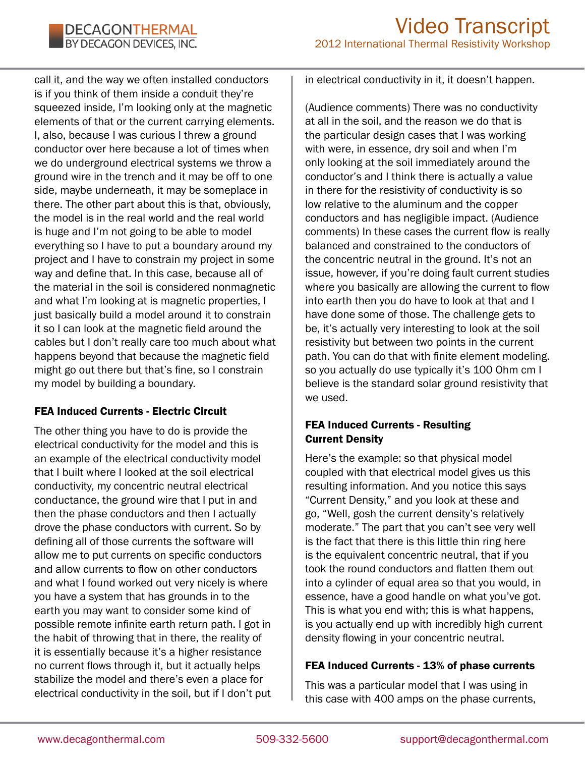call it, and the way we often installed conductors is if you think of them inside a conduit they're squeezed inside, I'm looking only at the magnetic elements of that or the current carrying elements. I, also, because I was curious I threw a ground conductor over here because a lot of times when we do underground electrical systems we throw a ground wire in the trench and it may be off to one side, maybe underneath, it may be someplace in there. The other part about this is that, obviously, the model is in the real world and the real world is huge and I'm not going to be able to model everything so I have to put a boundary around my project and I have to constrain my project in some way and define that. In this case, because all of the material in the soil is considered nonmagnetic and what I'm looking at is magnetic properties, I just basically build a model around it to constrain it so I can look at the magnetic field around the cables but I don't really care too much about what happens beyond that because the magnetic field might go out there but that's fine, so I constrain my model by building a boundary.

### FEA Induced Currents - Electric Circuit

The other thing you have to do is provide the electrical conductivity for the model and this is an example of the electrical conductivity model that I built where I looked at the soil electrical conductivity, my concentric neutral electrical conductance, the ground wire that I put in and then the phase conductors and then I actually drove the phase conductors with current. So by defining all of those currents the software will allow me to put currents on specific conductors and allow currents to flow on other conductors and what I found worked out very nicely is where you have a system that has grounds in to the earth you may want to consider some kind of possible remote infinite earth return path. I got in the habit of throwing that in there, the reality of it is essentially because it's a higher resistance no current flows through it, but it actually helps stabilize the model and there's even a place for electrical conductivity in the soil, but if I don't put in electrical conductivity in it, it doesn't happen.

(Audience comments) There was no conductivity at all in the soil, and the reason we do that is the particular design cases that I was working with were, in essence, dry soil and when I'm only looking at the soil immediately around the conductor's and I think there is actually a value in there for the resistivity of conductivity is so low relative to the aluminum and the copper conductors and has negligible impact. (Audience comments) In these cases the current flow is really balanced and constrained to the conductors of the concentric neutral in the ground. It's not an issue, however, if you're doing fault current studies where you basically are allowing the current to flow into earth then you do have to look at that and I have done some of those. The challenge gets to be, it's actually very interesting to look at the soil resistivity but between two points in the current path. You can do that with finite element modeling. so you actually do use typically it's 100 Ohm cm I believe is the standard solar ground resistivity that we used.

### FEA Induced Currents - Resulting Current Density

Here's the example: so that physical model coupled with that electrical model gives us this resulting information. And you notice this says "Current Density," and you look at these and go, "Well, gosh the current density's relatively moderate." The part that you can't see very well is the fact that there is this little thin ring here is the equivalent concentric neutral, that if you took the round conductors and flatten them out into a cylinder of equal area so that you would, in essence, have a good handle on what you've got. This is what you end with; this is what happens, is you actually end up with incredibly high current density flowing in your concentric neutral.

### FEA Induced Currents - 13% of phase currents

This was a particular model that I was using in this case with 400 amps on the phase currents,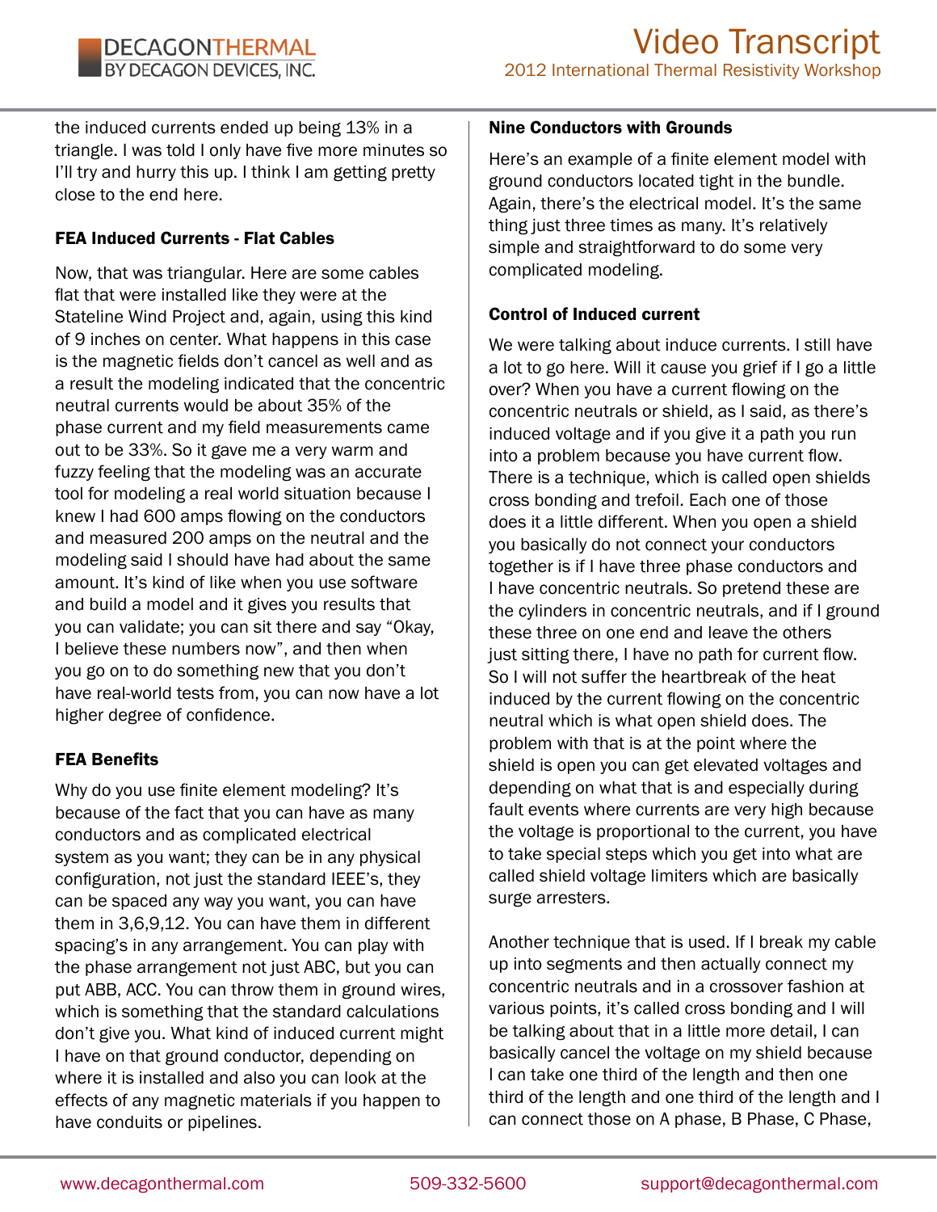the induced currents ended up being 13% in a triangle. I was told I only have five more minutes so I'll try and hurry this up. I think I am getting pretty close to the end here.

### FEA Induced Currents - Flat Cables

Now, that was triangular. Here are some cables flat that were installed like they were at the Stateline Wind Project and, again, using this kind of 9 inches on center. What happens in this case is the magnetic fields don't cancel as well and as a result the modeling indicated that the concentric neutral currents would be about 35% of the phase current and my field measurements came out to be 33%. So it gave me a very warm and fuzzy feeling that the modeling was an accurate tool for modeling a real world situation because I knew I had 600 amps flowing on the conductors and measured 200 amps on the neutral and the modeling said I should have had about the same amount. It's kind of like when you use software and build a model and it gives you results that you can validate; you can sit there and say "Okay, I believe these numbers now", and then when you go on to do something new that you don't have real-world tests from, you can now have a lot higher degree of confidence.

### FEA Benefits

Why do you use finite element modeling? It's because of the fact that you can have as many conductors and as complicated electrical system as you want; they can be in any physical configuration, not just the standard IEEE's, they can be spaced any way you want, you can have them in 3,6,9,12. You can have them in different spacing's in any arrangement. You can play with the phase arrangement not just ABC, but you can put ABB, ACC. You can throw them in ground wires, which is something that the standard calculations don't give you. What kind of induced current might I have on that ground conductor, depending on where it is installed and also you can look at the effects of any magnetic materials if you happen to have conduits or pipelines.

### Nine Conductors with Grounds

Here's an example of a finite element model with ground conductors located tight in the bundle. Again, there's the electrical model. It's the same thing just three times as many. It's relatively simple and straightforward to do some very complicated modeling.

### Control of Induced current

We were talking about induce currents. I still have a lot to go here. Will it cause you grief if I go a little over? When you have a current flowing on the concentric neutrals or shield, as I said, as there's induced voltage and if you give it a path you run into a problem because you have current flow. There is a technique, which is called open shields cross bonding and trefoil. Each one of those does it a little different. When you open a shield you basically do not connect your conductors together is if I have three phase conductors and I have concentric neutrals. So pretend these are the cylinders in concentric neutrals, and if I ground these three on one end and leave the others just sitting there, I have no path for current flow. So I will not suffer the heartbreak of the heat induced by the current flowing on the concentric neutral which is what open shield does. The problem with that is at the point where the shield is open you can get elevated voltages and depending on what that is and especially during fault events where currents are very high because the voltage is proportional to the current, you have to take special steps which you get into what are called shield voltage limiters which are basically surge arresters.

Another technique that is used. If I break my cable up into segments and then actually connect my concentric neutrals and in a crossover fashion at various points, it's called cross bonding and I will be talking about that in a little more detail, I can basically cancel the voltage on my shield because I can take one third of the length and then one third of the length and one third of the length and I can connect those on A phase, B Phase, C Phase,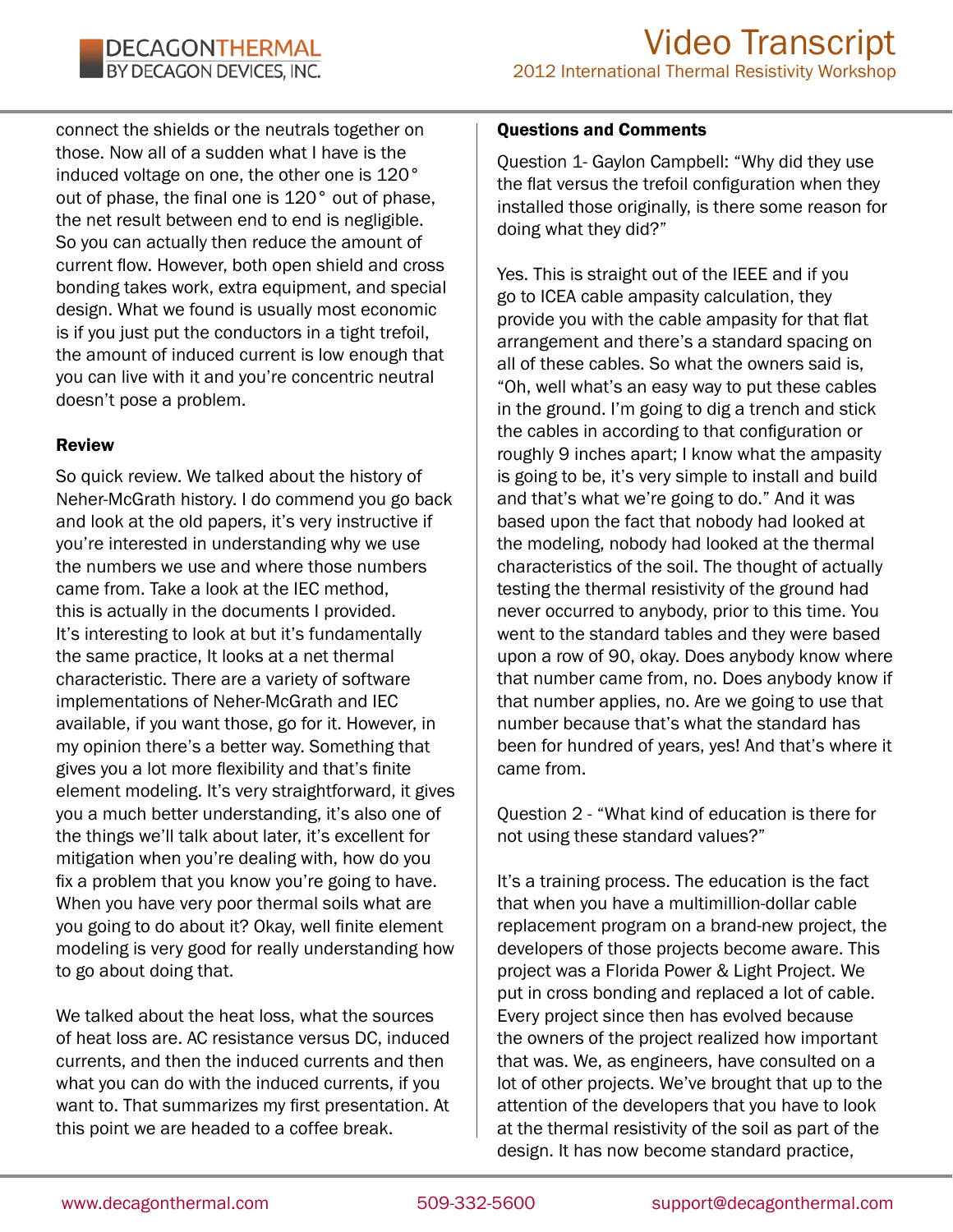connect the shields or the neutrals together on those. Now all of a sudden what I have is the induced voltage on one, the other one is 120° out of phase, the final one is 120° out of phase, the net result between end to end is negligible. So you can actually then reduce the amount of current flow. However, both open shield and cross bonding takes work, extra equipment, and special design. What we found is usually most economic is if you just put the conductors in a tight trefoil, the amount of induced current is low enough that you can live with it and you're concentric neutral doesn't pose a problem.

**Review**

So quick review. We talked about the history of Neher-McGrath history. I do commend you go back and look at the old papers, it's very instructive if you're interested in understanding why we use the numbers we use and where those numbers came from. Take a look at the IEC method, this is actually in the documents I provided. It's interesting to look at but it's fundamentally the same practice, It looks at a net thermal characteristic. There are a variety of software implementations of Neher-McGrath and IEC available, if you want those, go for it. However, in my opinion there's a better way. Something that gives you a lot more flexibility and that's finite element modeling. It's very straightforward, it gives you a much better understanding, it's also one of the things we'll talk about later, it's excellent for mitigation when you're dealing with, how do you fix a problem that you know you're going to have. When you have very poor thermal soils what are you going to do about it? Okay, well finite element modeling is very good for really understanding how to go about doing that.

We talked about the heat loss, what the sources of heat loss are. AC resistance versus DC, induced currents, and then the induced currents and then what you can do with the induced currents, if you want to. That summarizes my first presentation. At this point we are headed to a coffee break.

**Questions and Comments**

Question 1- Gaylon Campbell: "Why did they use the flat versus the trefoil configuration when they installed those originally, is there some reason for doing what they did?"

Yes. This is straight out of the IEEE and if you go to ICEA cable ampasity calculation, they provide you with the cable ampasity for that flat arrangement and there's a standard spacing on all of these cables. So what the owners said is, "Oh, well what's an easy way to put these cables in the ground. I'm going to dig a trench and stick the cables in according to that configuration or roughly 9 inches apart; I know what the ampasity is going to be, it's very simple to install and build and that's what we're going to do." And it was based upon the fact that nobody had looked at the modeling, nobody had looked at the thermal characteristics of the soil. The thought of actually testing the thermal resistivity of the ground had never occurred to anybody, prior to this time. You went to the standard tables and they were based upon a row of 90, okay. Does anybody know where that number came from, no. Does anybody know if that number applies, no. Are we going to use that number because that's what the standard has been for hundred of years, yes! And that's where it came from.

Question 2 - "What kind of education is there for not using these standard values?"

It's a training process. The education is the fact that when you have a multimillion-dollar cable replacement program on a brand-new project, the developers of those projects become aware. This project was a Florida Power & Light Project. We put in cross bonding and replaced a lot of cable. Every project since then has evolved because the owners of the project realized how important that was. We, as engineers, have consulted on a lot of other projects. We've brought that up to the attention of the developers that you have to look at the thermal resistivity of the soil as part of the design. It has now become standard practice,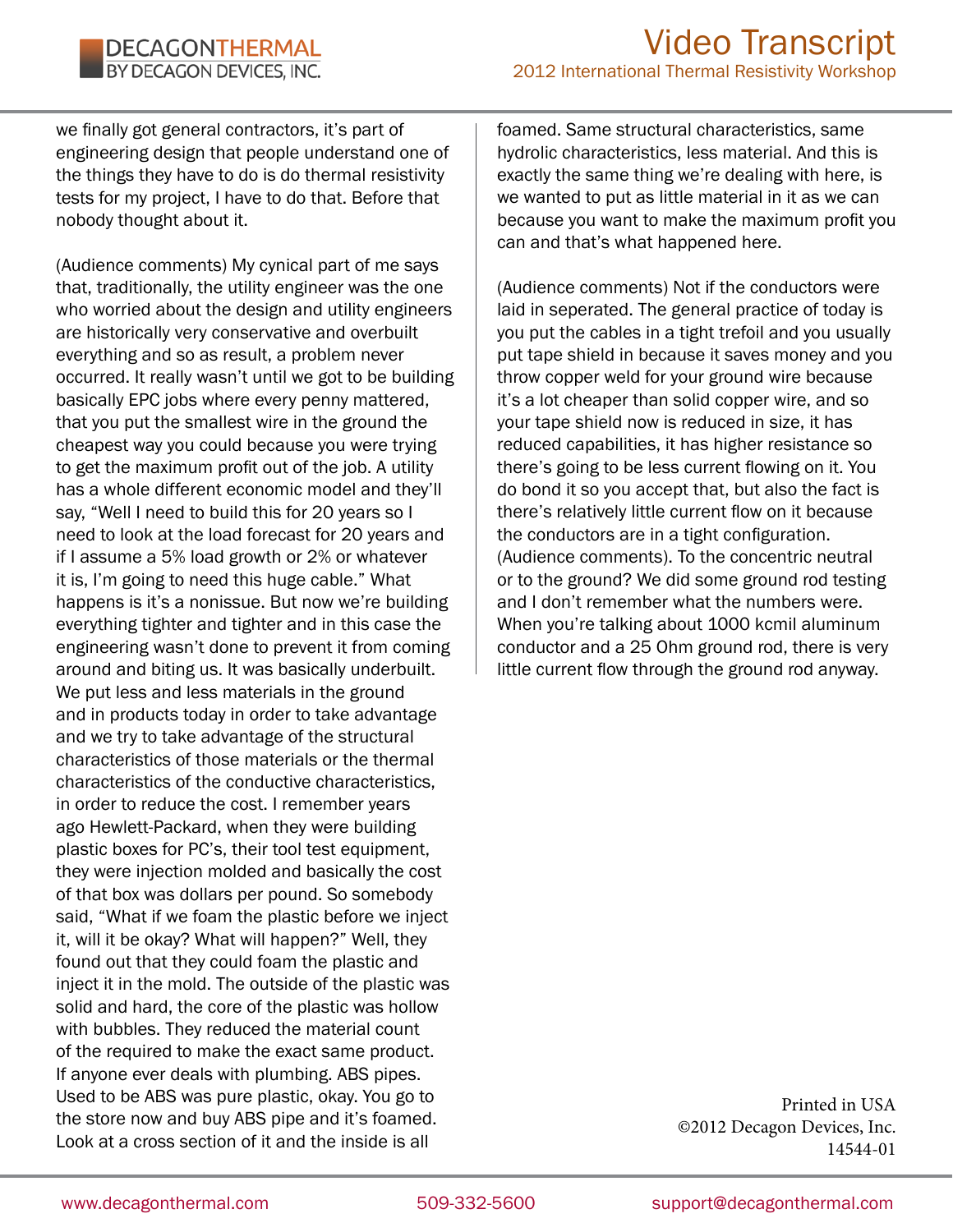we finally got general contractors, it's part of engineering design that people understand one of the things they have to do is do thermal resistivity tests for my project, I have to do that. Before that nobody thought about it.

(Audience comments) My cynical part of me says that, traditionally, the utility engineer was the one who worried about the design and utility engineers are historically very conservative and overbuilt everything and so as result, a problem never occurred. It really wasn't until we got to be building basically EPC jobs where every penny mattered, that you put the smallest wire in the ground the cheapest way you could because you were trying to get the maximum profit out of the job. A utility has a whole different economic model and they'll say, "Well I need to build this for 20 years so I need to look at the load forecast for 20 years and if I assume a 5% load growth or 2% or whatever it is, I'm going to need this huge cable." What happens is it's a nonissue. But now we're building everything tighter and tighter and in this case the engineering wasn't done to prevent it from coming around and biting us. It was basically underbuilt. We put less and less materials in the ground and in products today in order to take advantage and we try to take advantage of the structural characteristics of those materials or the thermal characteristics of the conductive characteristics, in order to reduce the cost. I remember years ago Hewlett-Packard, when they were building plastic boxes for PC's, their tool test equipment, they were injection molded and basically the cost of that box was dollars per pound. So somebody said, "What if we foam the plastic before we inject it, will it be okay? What will happen?" Well, they found out that they could foam the plastic and inject it in the mold. The outside of the plastic was solid and hard, the core of the plastic was hollow with bubbles. They reduced the material count of the required to make the exact same product. If anyone ever deals with plumbing. ABS pipes. Used to be ABS was pure plastic, okay. You go to the store now and buy ABS pipe and it's foamed. Look at a cross section of it and the inside is all foamed. Same structural characteristics, same hydrolic characteristics, less material. And this is exactly the same thing we're dealing with here, is we wanted to put as little material in it as we can because you want to make the maximum profit you can and that's what happened here.

(Audience comments) Not if the conductors were laid in seperated. The general practice of today is you put the cables in a tight trefoil and you usually put tape shield in because it saves money and you throw copper weld for your ground wire because it's a lot cheaper than solid copper wire, and so your tape shield now is reduced in size, it has reduced capabilities, it has higher resistance so there's going to be less current flowing on it. You do bond it so you accept that, but also the fact is there's relatively little current flow on it because the conductors are in a tight configuration. (Audience comments). To the concentric neutral or to the ground? We did some ground rod testing and I don't remember what the numbers were. When you're talking about 1000 kcmil aluminum conductor and a 25 Ohm ground rod, there is very little current flow through the ground rod anyway.

Printed in USA
©2012 Decagon Devices, Inc.
14544-01